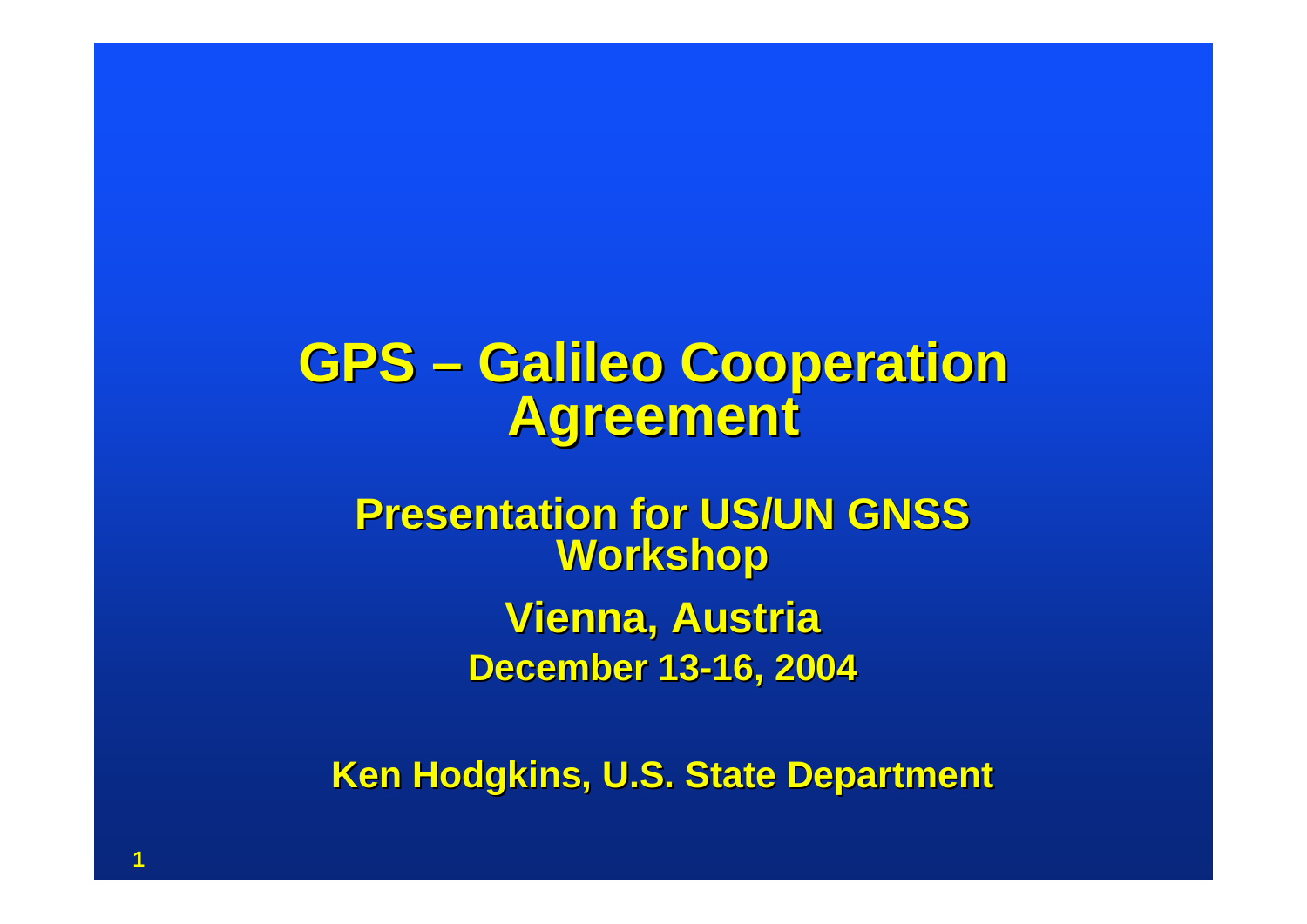# GPS – Galileo Cooperation Agreement

**Presentation for US/UN GNSS Workshop**

**Vienna, Austria**

**December 13-16, 2004**

**Ken Hodgkins, U.S. State Department**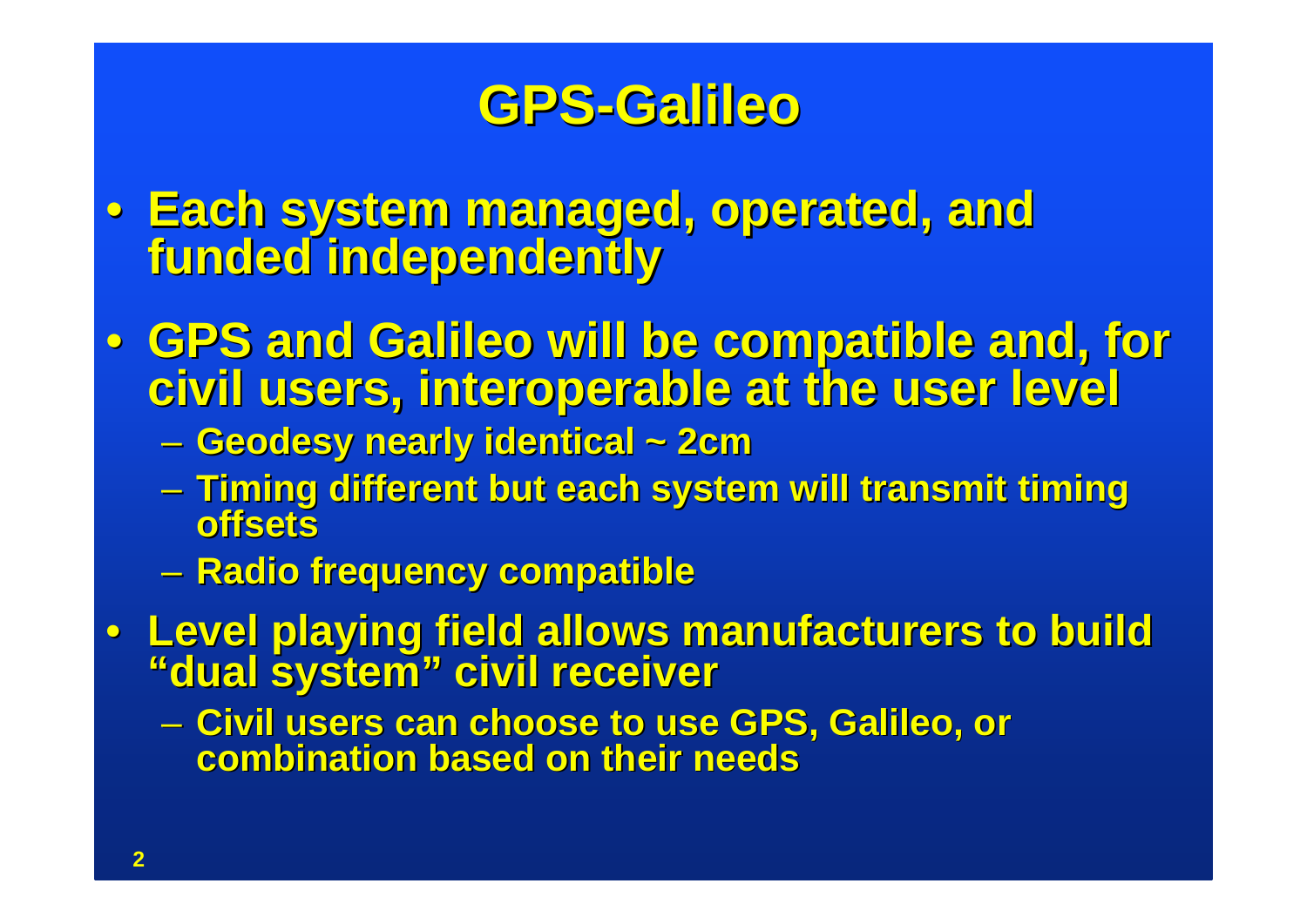# GPS-Galileo

- **Each system managed, operated, and funded independently**
- **GPS and Galileo will be compatible and, for civil users, interoperable at the user level**
  - **Geodesy nearly identical ~ 2cm**
  - **Timing different but each system will transmit timing offsets**
  - **Radio frequency compatible**
- **Level playing field allows manufacturers to build "dual system" civil receiver**
  - **Civil users can choose to use GPS, Galileo, or combination based on their needs**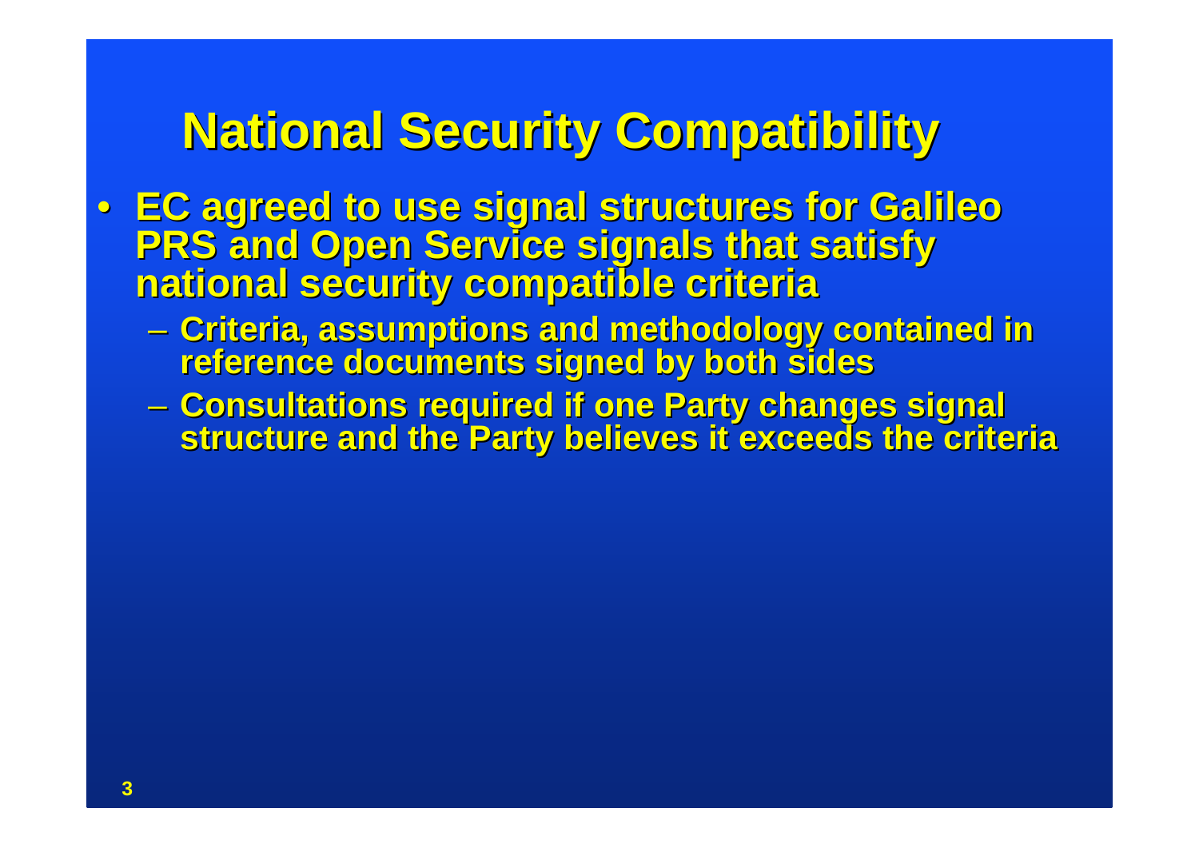# National Security Compatibility

- EC agreed to use signal structures for Galileo PRS and Open Service signals that satisfy national security compatible criteria
  - Criteria, assumptions and methodology contained in reference documents signed by both sides
  - Consultations required if one Party changes signal structure and the Party believes it exceeds the criteria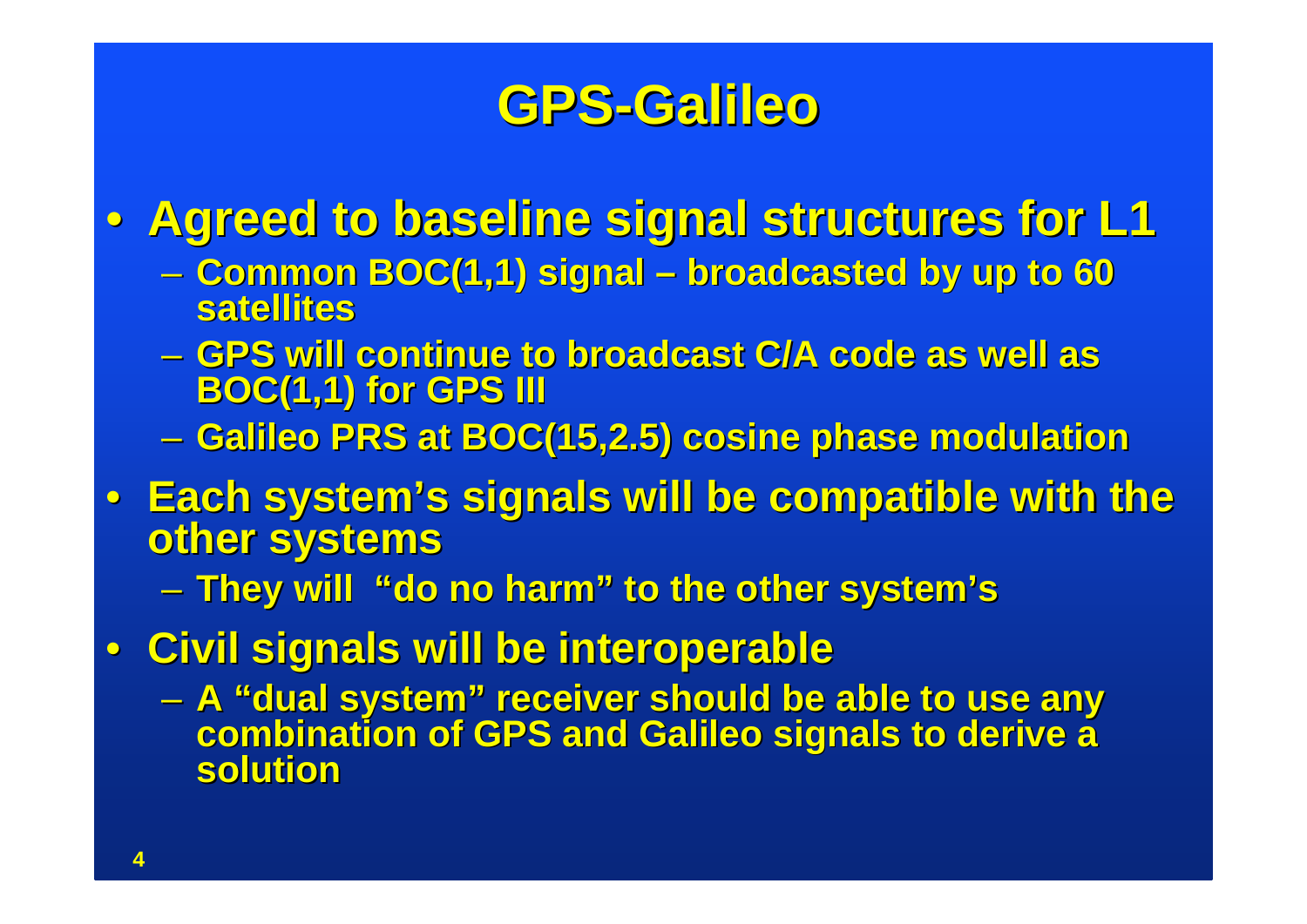# GPS-Galileo

- Agreed to baseline signal structures for L1
  - Common BOC(1,1) signal – broadcasted by up to 60 satellites
  - GPS will continue to broadcast C/A code as well as BOC(1,1) for GPS III
  - Galileo PRS at BOC(15,2.5) cosine phase modulation
- Each system's signals will be compatible with the other systems
  - They will "do no harm" to the other system's
- Civil signals will be interoperable
  - A "dual system" receiver should be able to use any combination of GPS and Galileo signals to derive a solution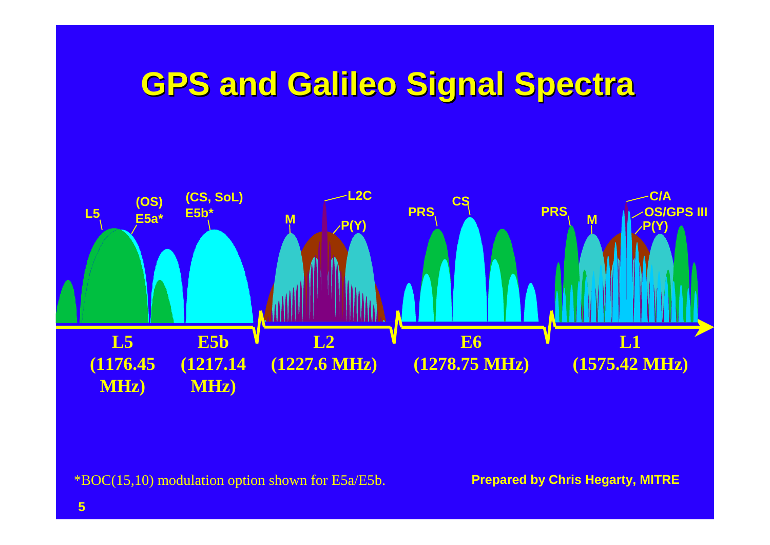# GPS and Galileo Signal Spectra

L5 (OS) E5a* (CS, SoL) E5b* M L2C P(Y) PRS CS PRS M C/A OS/GPS III P(Y)

**L5 (1176.45 MHz)** **E5b (1217.14 MHz)** **L2 (1227.6 MHz)** **E6 (1278.75 MHz)** **L1 (1575.42 MHz)**

*BOC(15,10) modulation option shown for E5a/E5b.

**Prepared by Chris Hegarty, MITRE**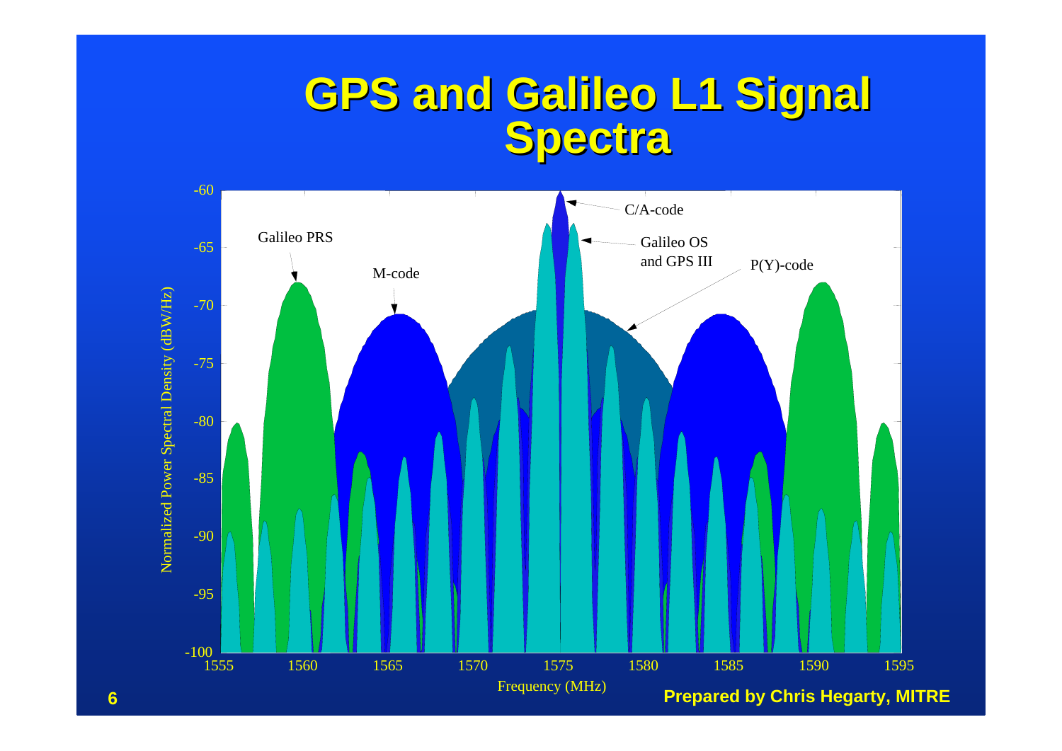# GPS and Galileo L1 Signal Spectra

Prepared by Chris Hegarty, MITRE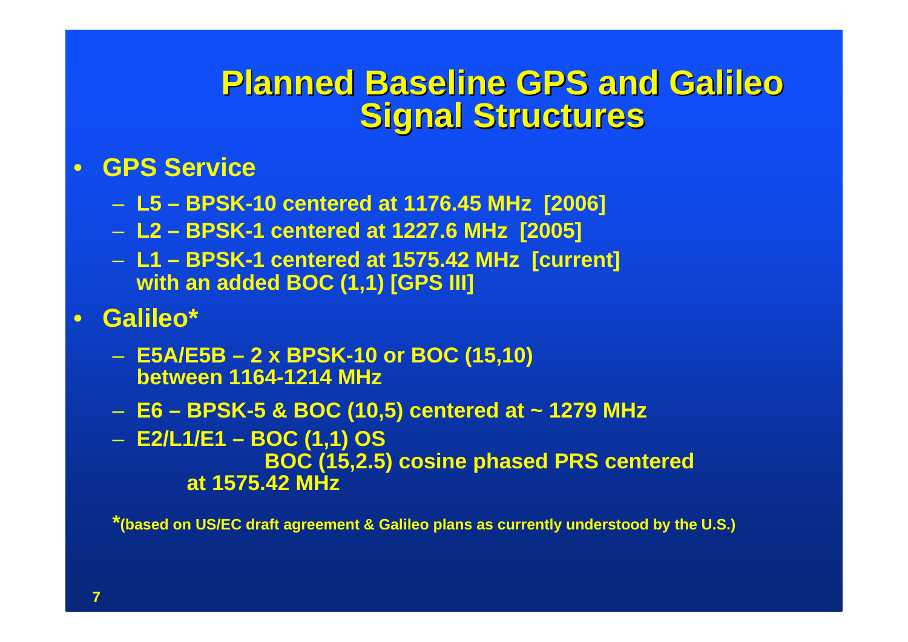# Planned Baseline GPS and Galileo Signal Structures

- **GPS Service**
  - **L5 – BPSK-10 centered at 1176.45 MHz [2006]**
  - **L2 – BPSK-1 centered at 1227.6 MHz [2005]**
  - **L1 – BPSK-1 centered at 1575.42 MHz [current] with an added BOC (1,1) [GPS III]**
- **Galileo***
  - **E5A/E5B – 2 x BPSK-10 or BOC (15,10) between 1164-1214 MHz**
  - **E6 – BPSK-5 & BOC (10,5) centered at ~ 1279 MHz**
  - **E2/L1/E1 – BOC (1,1) OS**
    **BOC (15,2.5) cosine phased PRS centered at 1575.42 MHz**

***(based on US/EC draft agreement & Galileo plans as currently understood by the U.S.)**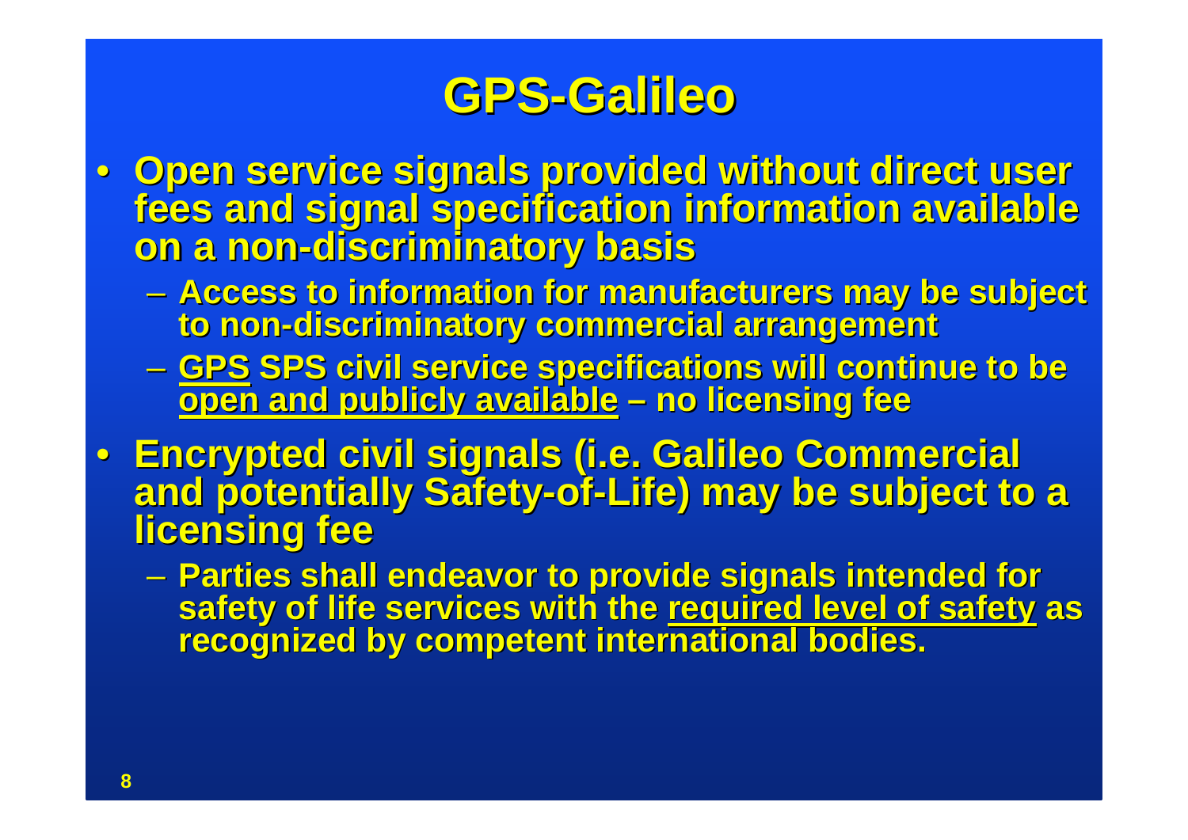# GPS-Galileo

- Open service signals provided without direct user fees and signal specification information available on a non-discriminatory basis
  - Access to information for manufacturers may be subject to non-discriminatory commercial arrangement
  - GPS SPS civil service specifications will continue to be open and publicly available – no licensing fee
- Encrypted civil signals (i.e. Galileo Commercial and potentially Safety-of-Life) may be subject to a licensing fee
  - Parties shall endeavor to provide signals intended for safety of life services with the required level of safety as recognized by competent international bodies.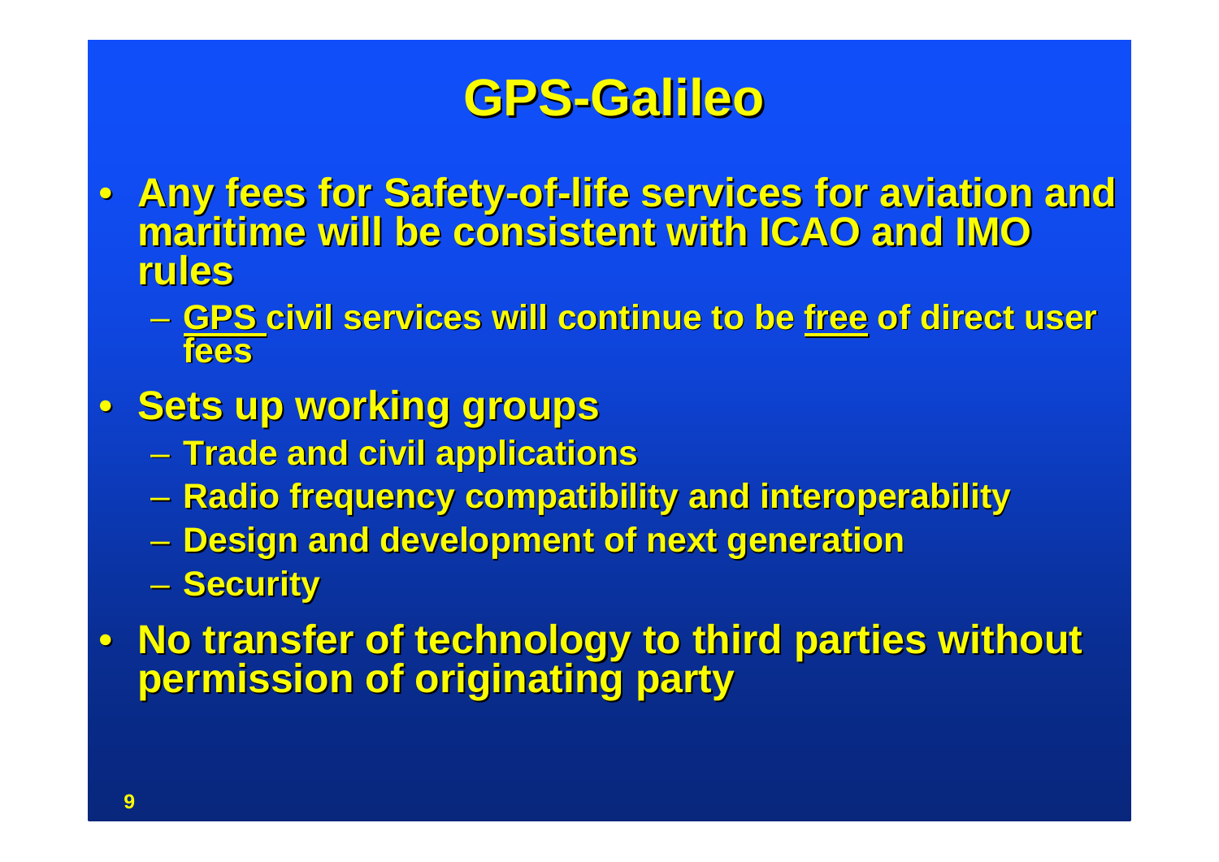# GPS-Galileo

- Any fees for Safety-of-life services for aviation and maritime will be consistent with ICAO and IMO rules
  - GPS civil services will continue to be free of direct user fees
- Sets up working groups
  - Trade and civil applications
  - Radio frequency compatibility and interoperability
  - Design and development of next generation
  - Security
- No transfer of technology to third parties without permission of originating party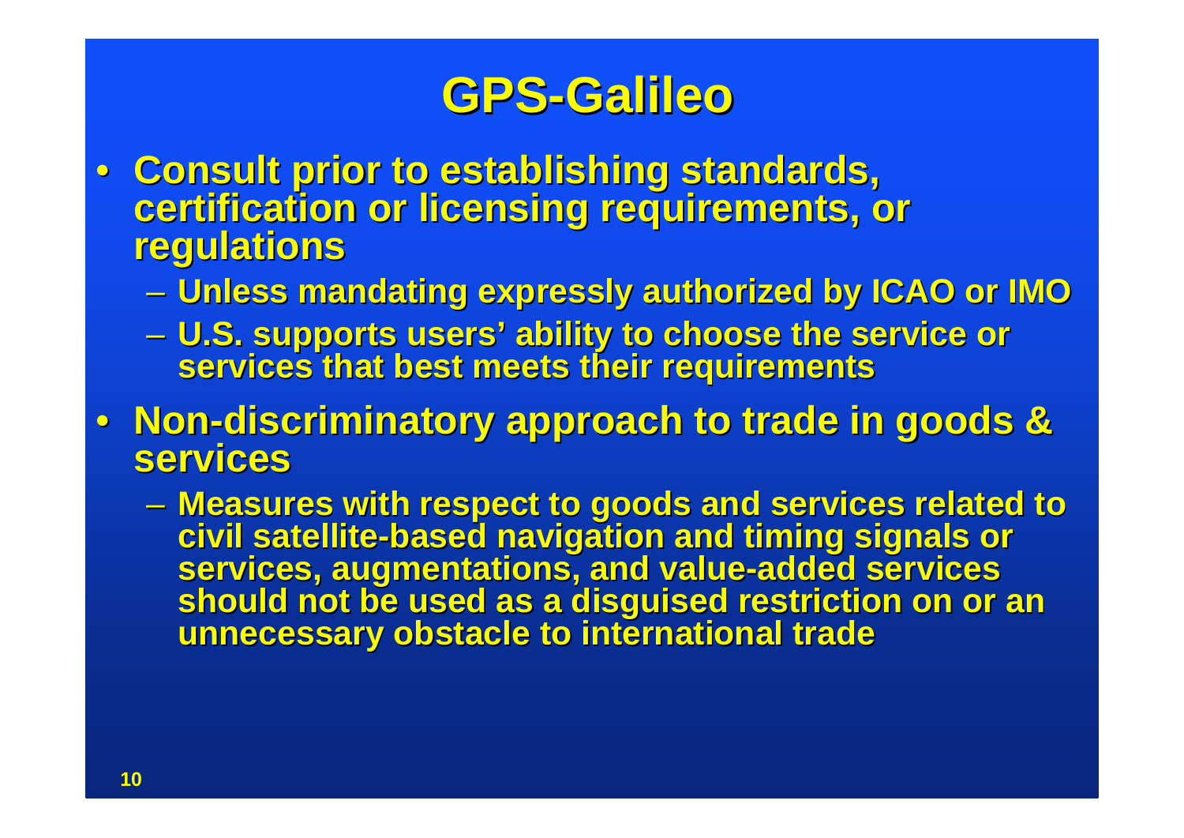# GPS-Galileo

- Consult prior to establishing standards, certification or licensing requirements, or regulations
  - Unless mandating expressly authorized by ICAO or IMO
  - U.S. supports users' ability to choose the service or services that best meets their requirements
- Non-discriminatory approach to trade in goods & services
  - Measures with respect to goods and services related to civil satellite-based navigation and timing signals or services, augmentations, and value-added services should not be used as a disguised restriction on or an unnecessary obstacle to international trade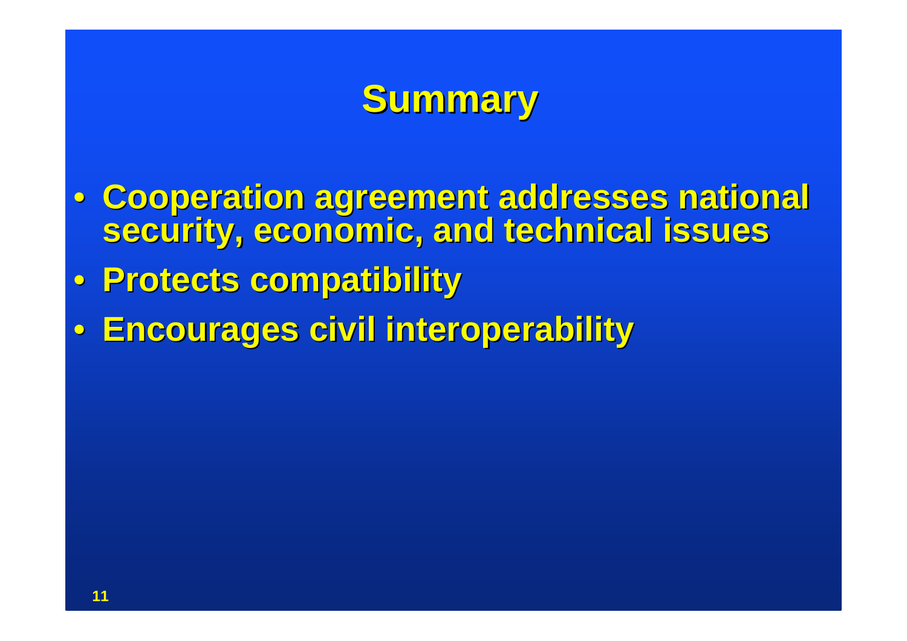# Summary

- Cooperation agreement addresses national security, economic, and technical issues
- Protects compatibility
- Encourages civil interoperability